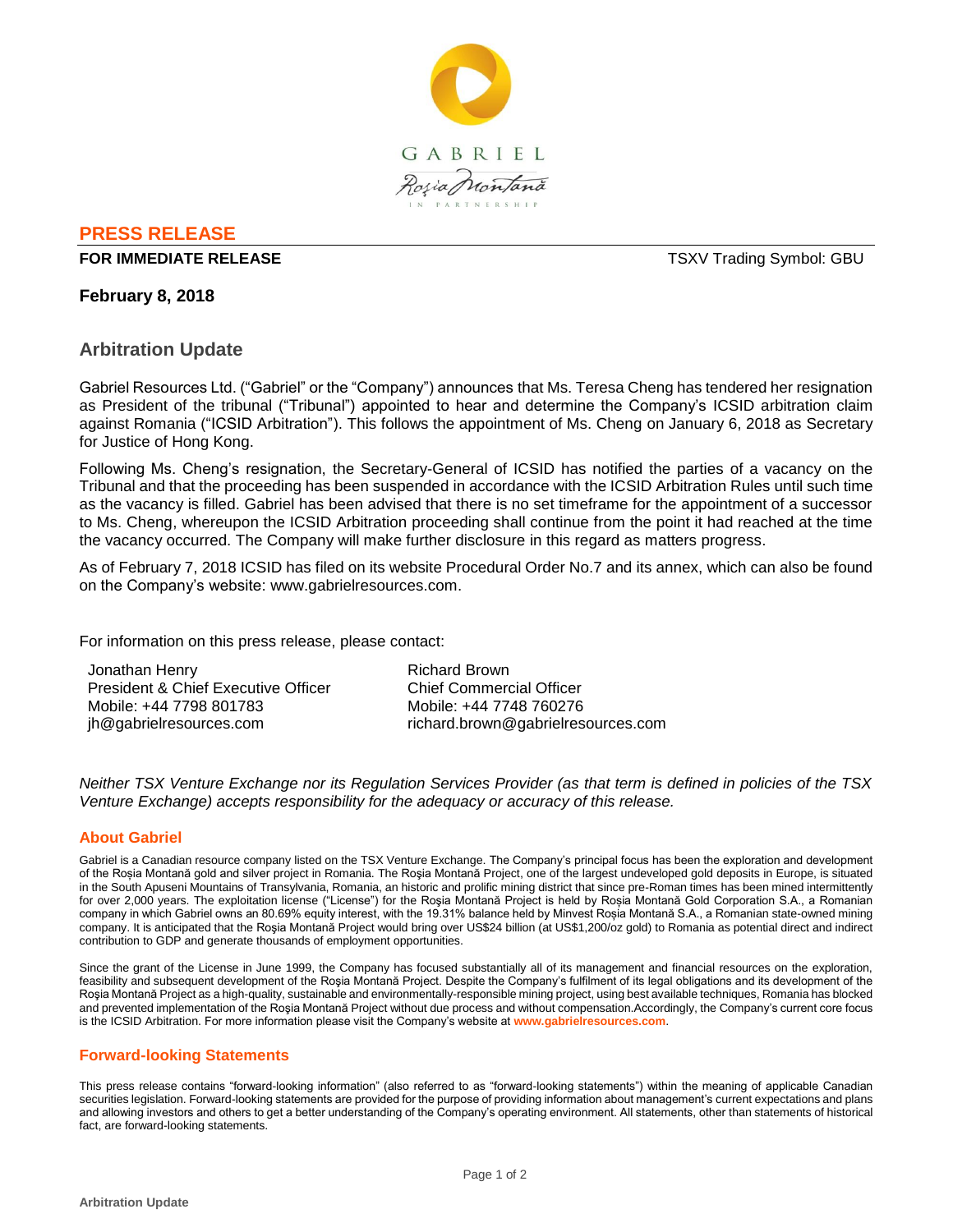GABRIEL

Roşia Montană

IN PARTNERSHIP

**PRESS RELEASE**

**FOR IMMEDIATE RELEASE** TSXV Trading Symbol: GBU

**February 8, 2018**

## Arbitration Update

Gabriel Resources Ltd. ("Gabriel" or the "Company") announces that Ms. Teresa Cheng has tendered her resignation as President of the tribunal ("Tribunal") appointed to hear and determine the Company's ICSID arbitration claim against Romania ("ICSID Arbitration"). This follows the appointment of Ms. Cheng on January 6, 2018 as Secretary for Justice of Hong Kong.

Following Ms. Cheng's resignation, the Secretary-General of ICSID has notified the parties of a vacancy on the Tribunal and that the proceeding has been suspended in accordance with the ICSID Arbitration Rules until such time as the vacancy is filled. Gabriel has been advised that there is no set timeframe for the appointment of a successor to Ms. Cheng, whereupon the ICSID Arbitration proceeding shall continue from the point it had reached at the time the vacancy occurred. The Company will make further disclosure in this regard as matters progress.

As of February 7, 2018 ICSID has filed on its website Procedural Order No.7 and its annex, which can also be found on the Company's website: www.gabrielresources.com.

For information on this press release, please contact:

Jonathan Henry
President & Chief Executive Officer
Mobile: +44 7798 801783
jh@gabrielresources.com

Richard Brown
Chief Commercial Officer
Mobile: +44 7748 760276
richard.brown@gabrielresources.com

*Neither TSX Venture Exchange nor its Regulation Services Provider (as that term is defined in policies of the TSX Venture Exchange) accepts responsibility for the adequacy or accuracy of this release.*

### About Gabriel

Gabriel is a Canadian resource company listed on the TSX Venture Exchange. The Company's principal focus has been the exploration and development of the Roșia Montană gold and silver project in Romania. The Roşia Montană Project, one of the largest undeveloped gold deposits in Europe, is situated in the South Apuseni Mountains of Transylvania, Romania, an historic and prolific mining district that since pre-Roman times has been mined intermittently for over 2,000 years. The exploitation license ("License") for the Roşia Montană Project is held by Roșia Montană Gold Corporation S.A., a Romanian company in which Gabriel owns an 80.69% equity interest, with the 19.31% balance held by Minvest Roșia Montană S.A., a Romanian state-owned mining company. It is anticipated that the Roşia Montană Project would bring over US$24 billion (at US$1,200/oz gold) to Romania as potential direct and indirect contribution to GDP and generate thousands of employment opportunities.

Since the grant of the License in June 1999, the Company has focused substantially all of its management and financial resources on the exploration, feasibility and subsequent development of the Roşia Montană Project. Despite the Company's fulfilment of its legal obligations and its development of the Roşia Montană Project as a high-quality, sustainable and environmentally-responsible mining project, using best available techniques, Romania has blocked and prevented implementation of the Roşia Montană Project without due process and without compensation.Accordingly, the Company's current core focus is the ICSID Arbitration. For more information please visit the Company's website at **www.gabrielresources.com**.

### Forward-looking Statements

This press release contains "forward-looking information" (also referred to as "forward-looking statements") within the meaning of applicable Canadian securities legislation. Forward-looking statements are provided for the purpose of providing information about management's current expectations and plans and allowing investors and others to get a better understanding of the Company's operating environment. All statements, other than statements of historical fact, are forward-looking statements.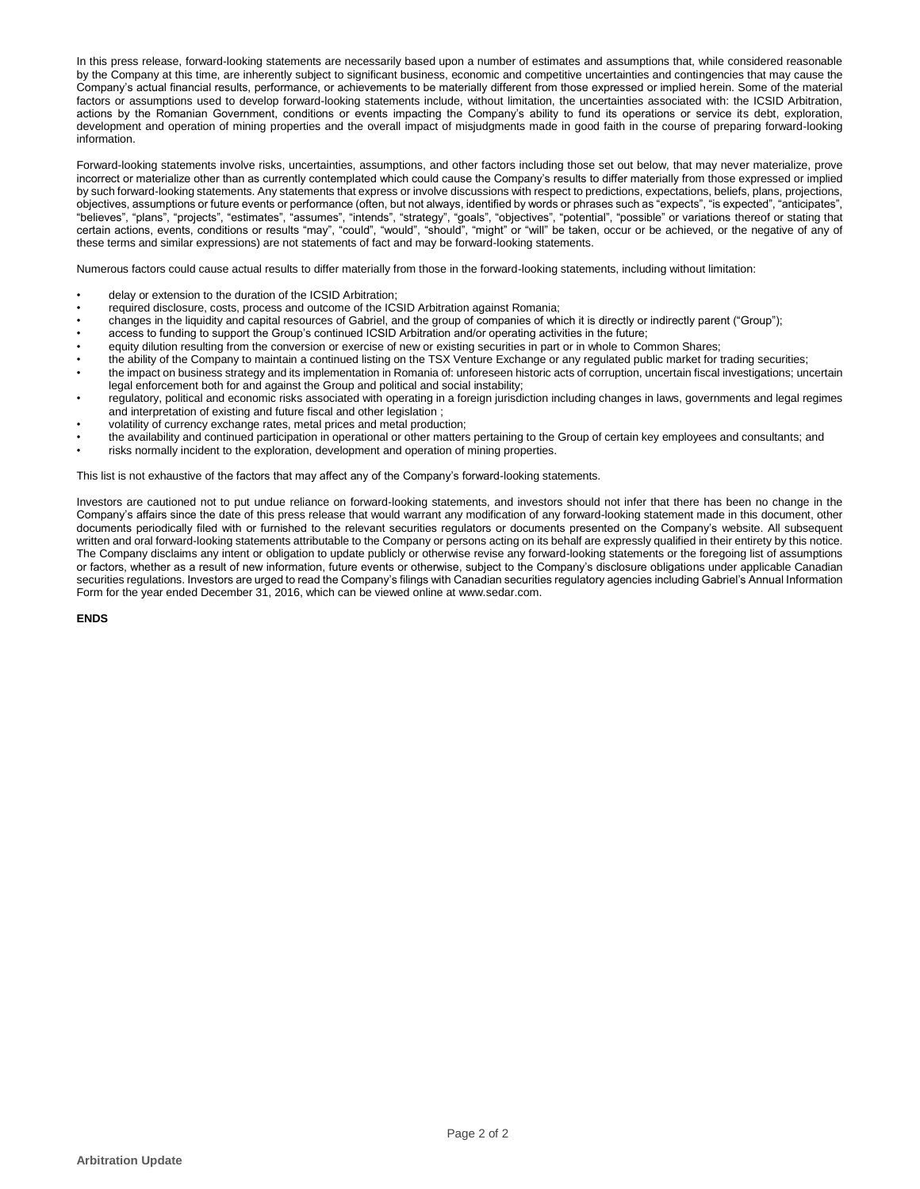In this press release, forward-looking statements are necessarily based upon a number of estimates and assumptions that, while considered reasonable by the Company at this time, are inherently subject to significant business, economic and competitive uncertainties and contingencies that may cause the Company's actual financial results, performance, or achievements to be materially different from those expressed or implied herein. Some of the material factors or assumptions used to develop forward-looking statements include, without limitation, the uncertainties associated with: the ICSID Arbitration, actions by the Romanian Government, conditions or events impacting the Company's ability to fund its operations or service its debt, exploration, development and operation of mining properties and the overall impact of misjudgments made in good faith in the course of preparing forward-looking information.

Forward-looking statements involve risks, uncertainties, assumptions, and other factors including those set out below, that may never materialize, prove incorrect or materialize other than as currently contemplated which could cause the Company's results to differ materially from those expressed or implied by such forward-looking statements. Any statements that express or involve discussions with respect to predictions, expectations, beliefs, plans, projections, objectives, assumptions or future events or performance (often, but not always, identified by words or phrases such as "expects", "is expected", "anticipates", "believes", "plans", "projects", "estimates", "assumes", "intends", "strategy", "goals", "objectives", "potential", "possible" or variations thereof or stating that certain actions, events, conditions or results "may", "could", "would", "should", "might" or "will" be taken, occur or be achieved, or the negative of any of these terms and similar expressions) are not statements of fact and may be forward-looking statements.

Numerous factors could cause actual results to differ materially from those in the forward-looking statements, including without limitation:

- delay or extension to the duration of the ICSID Arbitration;
- required disclosure, costs, process and outcome of the ICSID Arbitration against Romania;
- changes in the liquidity and capital resources of Gabriel, and the group of companies of which it is directly or indirectly parent ("Group");
- access to funding to support the Group's continued ICSID Arbitration and/or operating activities in the future;
- equity dilution resulting from the conversion or exercise of new or existing securities in part or in whole to Common Shares;
- the ability of the Company to maintain a continued listing on the TSX Venture Exchange or any regulated public market for trading securities;
- the impact on business strategy and its implementation in Romania of: unforeseen historic acts of corruption, uncertain fiscal investigations; uncertain legal enforcement both for and against the Group and political and social instability;
- regulatory, political and economic risks associated with operating in a foreign jurisdiction including changes in laws, governments and legal regimes and interpretation of existing and future fiscal and other legislation ;
- volatility of currency exchange rates, metal prices and metal production;
- the availability and continued participation in operational or other matters pertaining to the Group of certain key employees and consultants; and
- risks normally incident to the exploration, development and operation of mining properties.

This list is not exhaustive of the factors that may affect any of the Company's forward-looking statements.

Investors are cautioned not to put undue reliance on forward-looking statements, and investors should not infer that there has been no change in the Company's affairs since the date of this press release that would warrant any modification of any forward-looking statement made in this document, other documents periodically filed with or furnished to the relevant securities regulators or documents presented on the Company's website. All subsequent written and oral forward-looking statements attributable to the Company or persons acting on its behalf are expressly qualified in their entirety by this notice. The Company disclaims any intent or obligation to update publicly or otherwise revise any forward-looking statements or the foregoing list of assumptions or factors, whether as a result of new information, future events or otherwise, subject to the Company's disclosure obligations under applicable Canadian securities regulations. Investors are urged to read the Company's filings with Canadian securities regulatory agencies including Gabriel's Annual Information Form for the year ended December 31, 2016, which can be viewed online at www.sedar.com.

**ENDS**